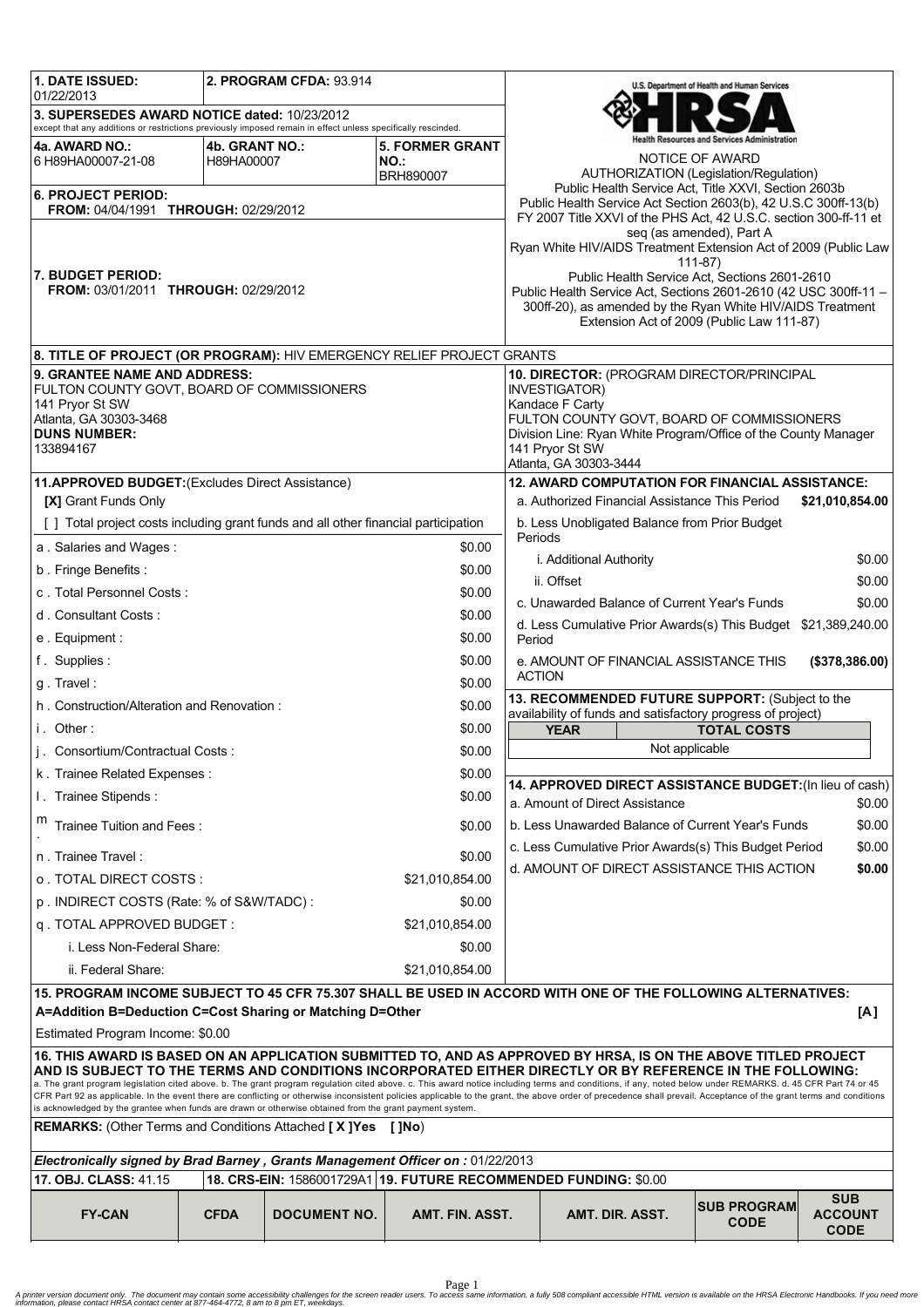**1. DATE ISSUED:** 01/22/2013

**2. PROGRAM CFDA:** 93.914

**3. SUPERSEDES AWARD NOTICE dated:** 10/23/2012
except that any additions or restrictions previously imposed remain in effect unless specifically rescinded.

**4a. AWARD NO.:** 6 H89HA00007-21-08

**4b. GRANT NO.:** H89HA00007

**5. FORMER GRANT NO.:** BRH890007

**6. PROJECT PERIOD:**
**FROM:** 04/04/1991 **THROUGH:** 02/29/2012

**7. BUDGET PERIOD:**
**FROM:** 03/01/2011 **THROUGH:** 02/29/2012

U.S. Department of Health and Human Services
HRSA
Health Resources and Services Administration

NOTICE OF AWARD

AUTHORIZATION (Legislation/Regulation)
Public Health Service Act, Title XXVI, Section 2603b
Public Health Service Act Section 2603(b), 42 U.S.C 300ff-13(b)
FY 2007 Title XXVI of the PHS Act, 42 U.S.C. section 300-ff-11 et seq (as amended), Part A
Ryan White HIV/AIDS Treatment Extension Act of 2009 (Public Law 111-87)
Public Health Service Act, Sections 2601-2610
Public Health Service Act, Sections 2601-2610 (42 USC 300ff-11 – 300ff-20), as amended by the Ryan White HIV/AIDS Treatment Extension Act of 2009 (Public Law 111-87)

**8. TITLE OF PROJECT (OR PROGRAM):** HIV EMERGENCY RELIEF PROJECT GRANTS

**9. GRANTEE NAME AND ADDRESS:**
FULTON COUNTY GOVT, BOARD OF COMMISSIONERS
141 Pryor St SW
Atlanta, GA 30303-3468
**DUNS NUMBER:**
133894167

**10. DIRECTOR:** (PROGRAM DIRECTOR/PRINCIPAL INVESTIGATOR)
Kandace F Carty
FULTON COUNTY GOVT, BOARD OF COMMISSIONERS
Division Line: Ryan White Program/Office of the County Manager
141 Pryor St SW
Atlanta, GA 30303-3444

**11.APPROVED BUDGET:**(Excludes Direct Assistance)

**[X]** Grant Funds Only

[ ] Total project costs including grant funds and all other financial participation

| Item | Amount |
|---|---|
| a . Salaries and Wages : | $0.00 |
| b . Fringe Benefits : | $0.00 |
| c . Total Personnel Costs : | $0.00 |
| d . Consultant Costs : | $0.00 |
| e . Equipment : | $0.00 |
| f . Supplies : | $0.00 |
| g . Travel : | $0.00 |
| h . Construction/Alteration and Renovation : | $0.00 |
| i . Other : | $0.00 |
| j . Consortium/Contractual Costs : | $0.00 |
| k . Trainee Related Expenses : | $0.00 |
| l . Trainee Stipends : | $0.00 |
| m . Trainee Tuition and Fees : | $0.00 |
| n . Trainee Travel : | $0.00 |
| o . TOTAL DIRECT COSTS : | $21,010,854.00 |
| p . INDIRECT COSTS (Rate: % of S&W/TADC) : | $0.00 |
| q . TOTAL APPROVED BUDGET : | $21,010,854.00 |
| i. Less Non-Federal Share: | $0.00 |
| ii. Federal Share: | $21,010,854.00 |

**12. AWARD COMPUTATION FOR FINANCIAL ASSISTANCE:**

| Item | Amount |
|---|---|
| a. Authorized Financial Assistance This Period | **$21,010,854.00** |
| b. Less Unobligated Balance from Prior Budget Periods | |
| i. Additional Authority | $0.00 |
| ii. Offset | $0.00 |
| c. Unawarded Balance of Current Year's Funds | $0.00 |
| d. Less Cumulative Prior Awards(s) This Budget Period | $21,389,240.00 |
| e. AMOUNT OF FINANCIAL ASSISTANCE THIS ACTION | **($378,386.00)** |

**13. RECOMMENDED FUTURE SUPPORT:** (Subject to the availability of funds and satisfactory progress of project)

| YEAR | TOTAL COSTS |
|---|---|
| Not applicable | |

**14. APPROVED DIRECT ASSISTANCE BUDGET:**(In lieu of cash)

| Item | Amount |
|---|---|
| a. Amount of Direct Assistance | $0.00 |
| b. Less Unawarded Balance of Current Year's Funds | $0.00 |
| c. Less Cumulative Prior Awards(s) This Budget Period | $0.00 |
| d. AMOUNT OF DIRECT ASSISTANCE THIS ACTION | **$0.00** |

**15. PROGRAM INCOME SUBJECT TO 45 CFR 75.307 SHALL BE USED IN ACCORD WITH ONE OF THE FOLLOWING ALTERNATIVES:**
**A=Addition B=Deduction C=Cost Sharing or Matching D=Other** **[A]**

Estimated Program Income: $0.00

**16. THIS AWARD IS BASED ON AN APPLICATION SUBMITTED TO, AND AS APPROVED BY HRSA, IS ON THE ABOVE TITLED PROJECT AND IS SUBJECT TO THE TERMS AND CONDITIONS INCORPORATED EITHER DIRECTLY OR BY REFERENCE IN THE FOLLOWING:**
a. The grant program legislation cited above. b. The grant program regulation cited above. c. This award notice including terms and conditions, if any, noted below under REMARKS. d. 45 CFR Part 74 or 45 CFR Part 92 as applicable. In the event there are conflicting or otherwise inconsistent policies applicable to the grant, the above order of precedence shall prevail. Acceptance of the grant terms and conditions is acknowledged by the grantee when funds are drawn or otherwise obtained from the grant payment system.

**REMARKS:** (Other Terms and Conditions Attached **[ X ]Yes [ ]No**)

***Electronically signed by Brad Barney , Grants Management Officer on :*** *01/22/2013*

**17. OBJ. CLASS:** 41.15 | **18. CRS-EIN:** 1586001729A1 | **19. FUTURE RECOMMENDED FUNDING:** $0.00

| FY-CAN | CFDA | DOCUMENT NO. | AMT. FIN. ASST. | AMT. DIR. ASST. | SUB PROGRAM CODE | SUB ACCOUNT CODE |
|---|---|---|---|---|---|---|

A printer version document only. The document may contain some accessibility challenges for the screen reader users. To access same information, a fully 508 compliant accessible HTML version is available on the HRSA Electronic Handbooks. If you need more information, please contact HRSA contact center at 877-464-4772, 8 am to 8 pm ET, weekdays.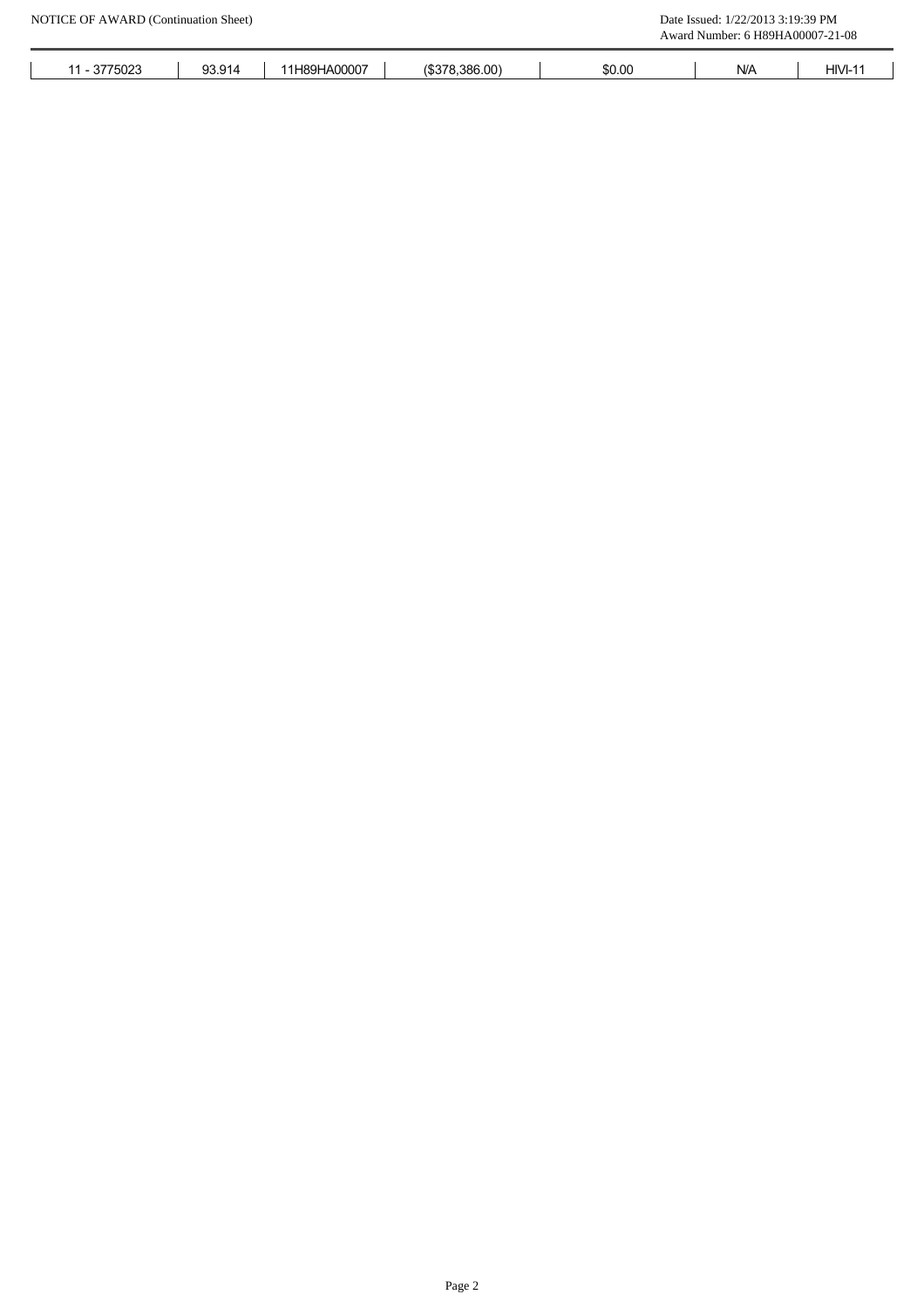| 11 - 3775023 | 93.914 | 11H89HA00007 | ($378,386.00) | $0.00 | N/A | HIVI-11 |
|---|---|---|---|---|---|---|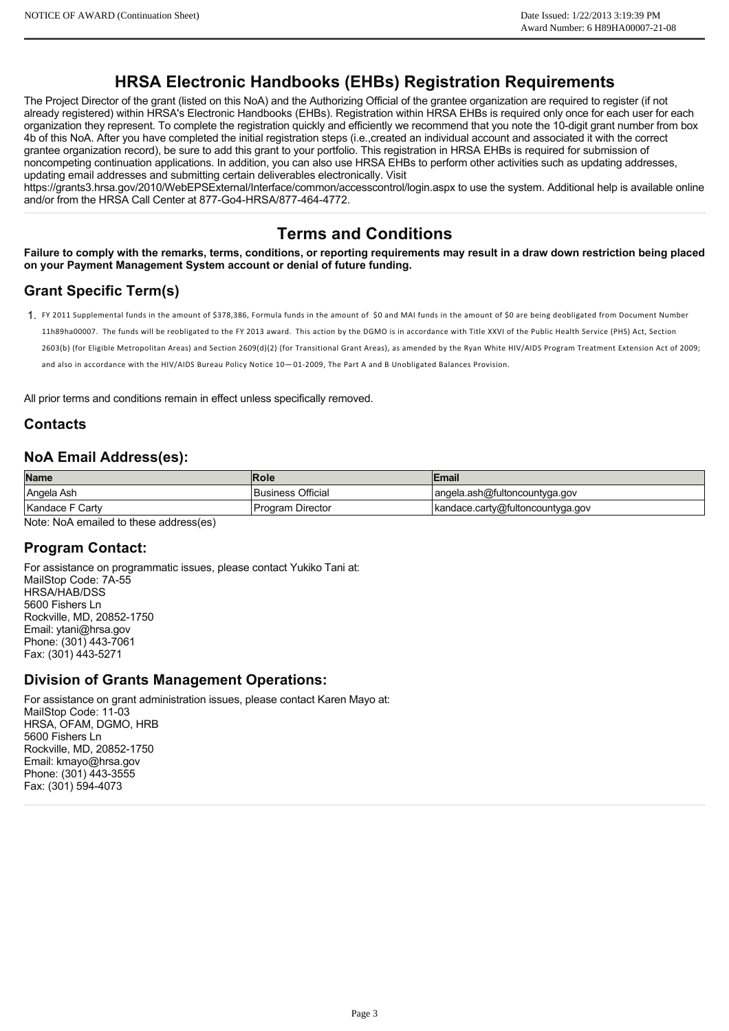# HRSA Electronic Handbooks (EHBs) Registration Requirements

The Project Director of the grant (listed on this NoA) and the Authorizing Official of the grantee organization are required to register (if not already registered) within HRSA's Electronic Handbooks (EHBs). Registration within HRSA EHBs is required only once for each user for each organization they represent. To complete the registration quickly and efficiently we recommend that you note the 10-digit grant number from box 4b of this NoA. After you have completed the initial registration steps (i.e.,created an individual account and associated it with the correct grantee organization record), be sure to add this grant to your portfolio. This registration in HRSA EHBs is required for submission of noncompeting continuation applications. In addition, you can also use HRSA EHBs to perform other activities such as updating addresses, updating email addresses and submitting certain deliverables electronically. Visit https://grants3.hrsa.gov/2010/WebEPSExternal/Interface/common/accesscontrol/login.aspx to use the system. Additional help is available online and/or from the HRSA Call Center at 877-Go4-HRSA/877-464-4772.

# Terms and Conditions

**Failure to comply with the remarks, terms, conditions, or reporting requirements may result in a draw down restriction being placed on your Payment Management System account or denial of future funding.**

## Grant Specific Term(s)

1. FY 2011 Supplemental funds in the amount of $378,386, Formula funds in the amount of $0 and MAI funds in the amount of $0 are being deobligated from Document Number 11h89ha00007. The funds will be reobligated to the FY 2013 award. This action by the DGMO is in accordance with Title XXVI of the Public Health Service (PHS) Act, Section 2603(b) (for Eligible Metropolitan Areas) and Section 2609(d)(2) (for Transitional Grant Areas), as amended by the Ryan White HIV/AIDS Program Treatment Extension Act of 2009; and also in accordance with the HIV/AIDS Bureau Policy Notice 10—01-2009, The Part A and B Unobligated Balances Provision.

All prior terms and conditions remain in effect unless specifically removed.

## Contacts

## NoA Email Address(es):

| Name | Role | Email |
|---|---|---|
| Angela Ash | Business Official | angela.ash@fultoncountyga.gov |
| Kandace F Carty | Program Director | kandace.carty@fultoncountyga.gov |

Note: NoA emailed to these address(es)

## Program Contact:

For assistance on programmatic issues, please contact Yukiko Tani at:
MailStop Code: 7A-55
HRSA/HAB/DSS
5600 Fishers Ln
Rockville, MD, 20852-1750
Email: ytani@hrsa.gov
Phone: (301) 443-7061
Fax: (301) 443-5271

## Division of Grants Management Operations:

For assistance on grant administration issues, please contact Karen Mayo at:
MailStop Code: 11-03
HRSA, OFAM, DGMO, HRB
5600 Fishers Ln
Rockville, MD, 20852-1750
Email: kmayo@hrsa.gov
Phone: (301) 443-3555
Fax: (301) 594-4073